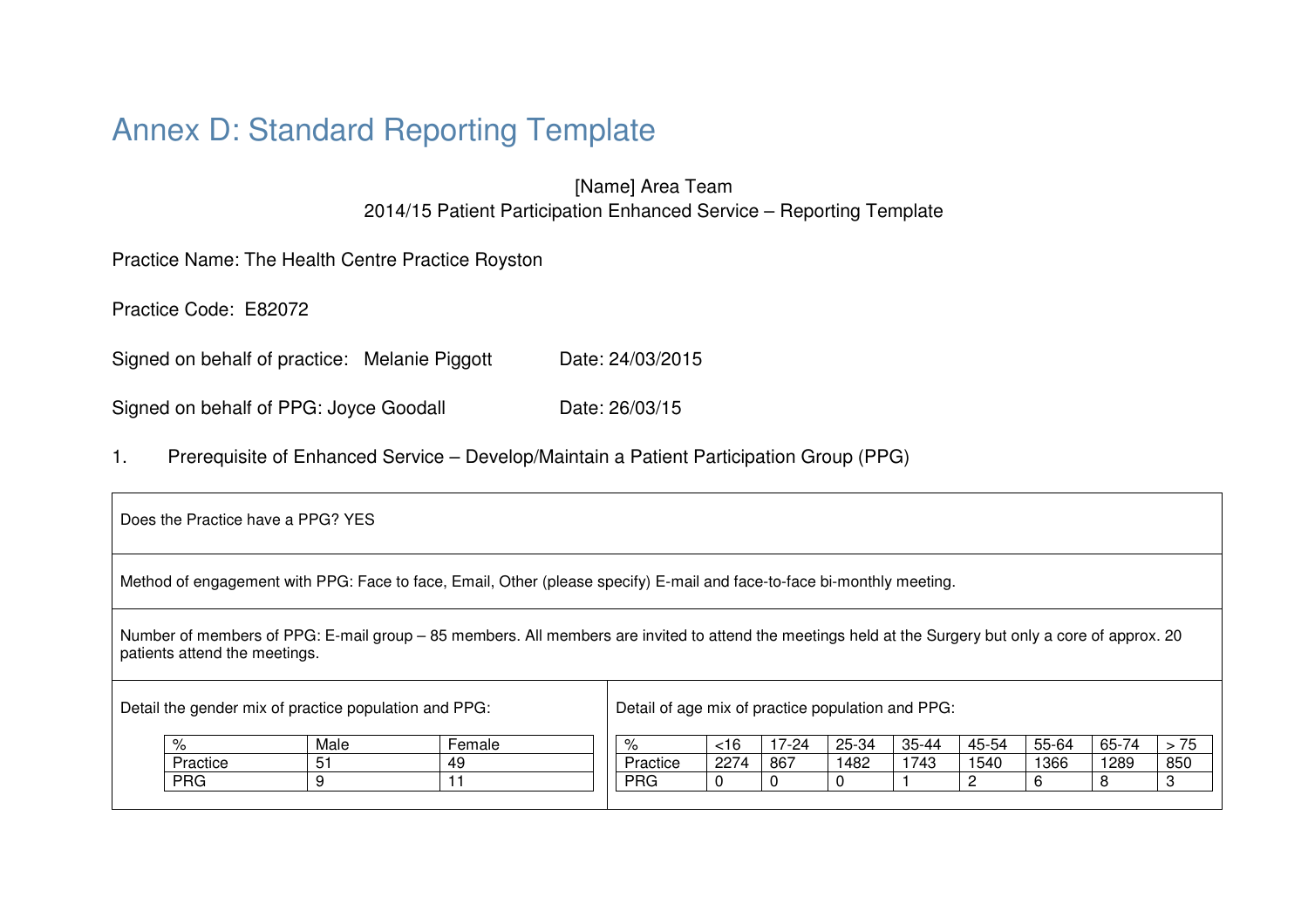# Annex D: Standard Reporting Template

[Name] Area Team
2014/15 Patient Participation Enhanced Service – Reporting Template

Practice Name: The Health Centre Practice Royston

Practice Code: E82072

Signed on behalf of practice: Melanie Piggott Date: 24/03/2015

Signed on behalf of PPG: Joyce Goodall Date: 26/03/15

1. Prerequisite of Enhanced Service – Develop/Maintain a Patient Participation Group (PPG)

Does the Practice have a PPG? YES

Method of engagement with PPG: Face to face, Email, Other (please specify) E-mail and face-to-face bi-monthly meeting.

Number of members of PPG: E-mail group – 85 members. All members are invited to attend the meetings held at the Surgery but only a core of approx. 20 patients attend the meetings.

Detail the gender mix of practice population and PPG:

| % | Male | Female |
|---|---|---|
| Practice | 51 | 49 |
| PRG | 9 | 11 |

Detail of age mix of practice population and PPG:

| % | <16 | 17-24 | 25-34 | 35-44 | 45-54 | 55-64 | 65-74 | > 75 |
|---|---|---|---|---|---|---|---|---|
| Practice | 2274 | 867 | 1482 | 1743 | 1540 | 1366 | 1289 | 850 |
| PRG | 0 | 0 | 0 | 1 | 2 | 6 | 8 | 3 |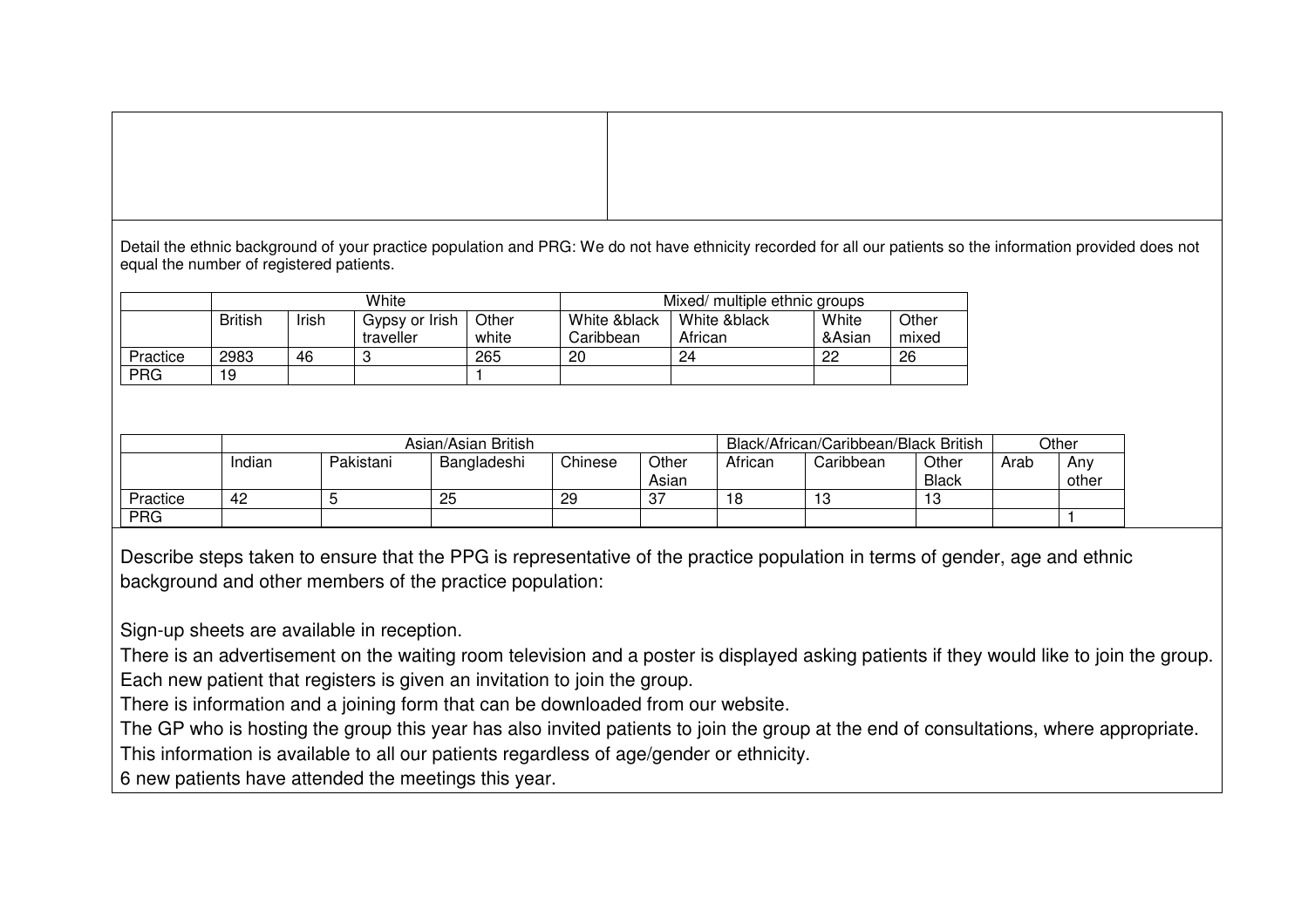Detail the ethnic background of your practice population and PRG: We do not have ethnicity recorded for all our patients so the information provided does not equal the number of registered patients.

| | White | | | | Mixed/ multiple ethnic groups | | | |
|---|---|---|---|---|---|---|---|---|
| | British | Irish | Gypsy or Irish traveller | Other white | White &black Caribbean | White &black African | White &Asian | Other mixed |
| Practice | 2983 | 46 | 3 | 265 | 20 | 24 | 22 | 26 |
| PRG | 19 | | | 1 | | | | |

| | Asian/Asian British | | | | | Black/African/Caribbean/Black British | | | Other | |
|---|---|---|---|---|---|---|---|---|---|---|
| | Indian | Pakistani | Bangladeshi | Chinese | Other Asian | African | Caribbean | Other Black | Arab | Any other |
| Practice | 42 | 5 | 25 | 29 | 37 | 18 | 13 | 13 | | |
| PRG | | | | | | | | | | 1 |

Describe steps taken to ensure that the PPG is representative of the practice population in terms of gender, age and ethnic background and other members of the practice population:

Sign-up sheets are available in reception.

There is an advertisement on the waiting room television and a poster is displayed asking patients if they would like to join the group.

Each new patient that registers is given an invitation to join the group.

There is information and a joining form that can be downloaded from our website.

The GP who is hosting the group this year has also invited patients to join the group at the end of consultations, where appropriate.

This information is available to all our patients regardless of age/gender or ethnicity.

6 new patients have attended the meetings this year.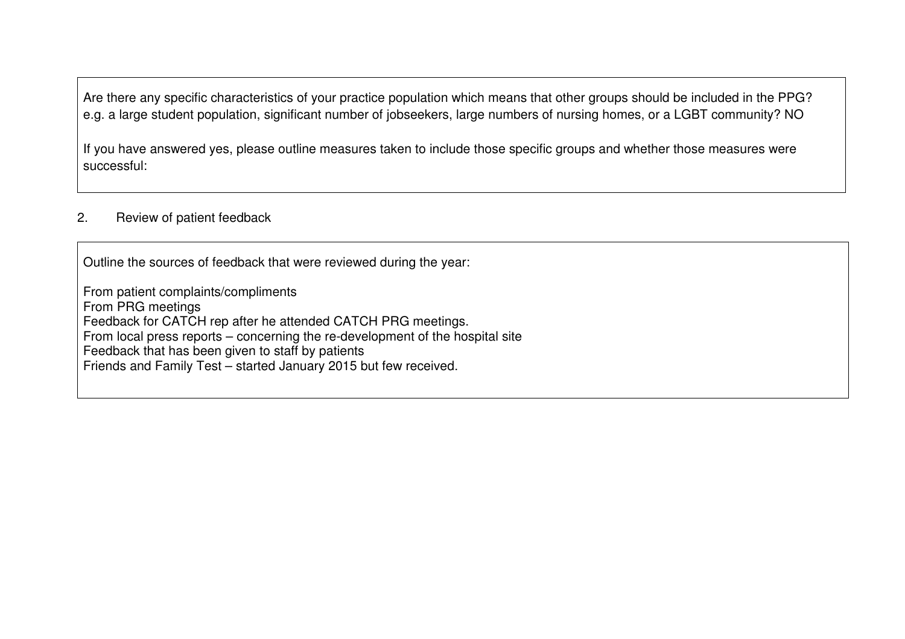Are there any specific characteristics of your practice population which means that other groups should be included in the PPG? e.g. a large student population, significant number of jobseekers, large numbers of nursing homes, or a LGBT community? NO

If you have answered yes, please outline measures taken to include those specific groups and whether those measures were successful:

## 2. Review of patient feedback

Outline the sources of feedback that were reviewed during the year:

From patient complaints/compliments
From PRG meetings
Feedback for CATCH rep after he attended CATCH PRG meetings.
From local press reports – concerning the re-development of the hospital site
Feedback that has been given to staff by patients
Friends and Family Test – started January 2015 but few received.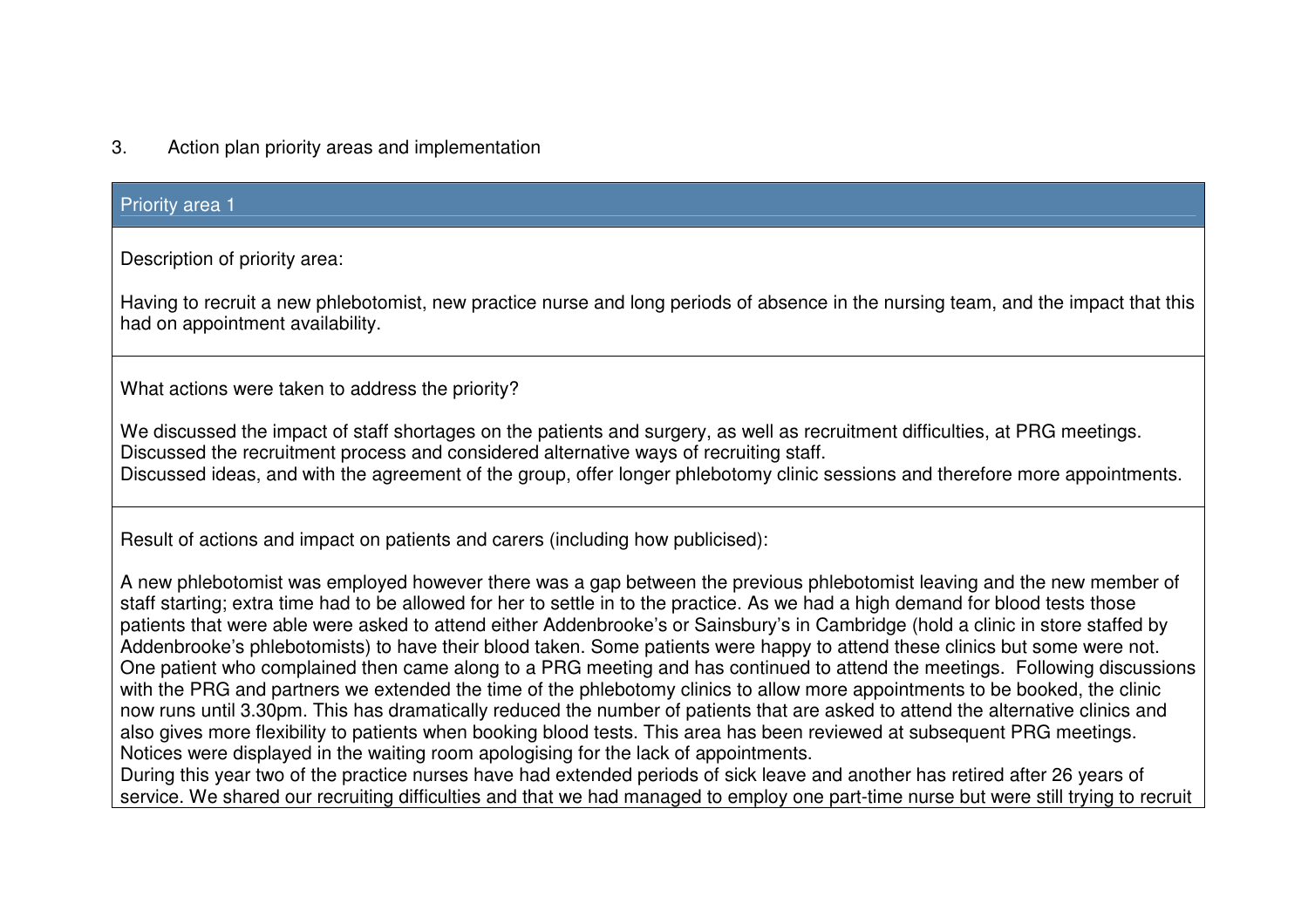3. Action plan priority areas and implementation

| Priority area 1 |
| --- |
| Description of priority area:<br><br>Having to recruit a new phlebotomist, new practice nurse and long periods of absence in the nursing team, and the impact that this had on appointment availability. |
| What actions were taken to address the priority?<br><br>We discussed the impact of staff shortages on the patients and surgery, as well as recruitment difficulties, at PRG meetings.<br>Discussed the recruitment process and considered alternative ways of recruiting staff.<br>Discussed ideas, and with the agreement of the group, offer longer phlebotomy clinic sessions and therefore more appointments. |
| Result of actions and impact on patients and carers (including how publicised):<br><br>A new phlebotomist was employed however there was a gap between the previous phlebotomist leaving and the new member of staff starting; extra time had to be allowed for her to settle in to the practice. As we had a high demand for blood tests those patients that were able were asked to attend either Addenbrooke's or Sainsbury's in Cambridge (hold a clinic in store staffed by Addenbrooke's phlebotomists) to have their blood taken. Some patients were happy to attend these clinics but some were not. One patient who complained then came along to a PRG meeting and has continued to attend the meetings. Following discussions with the PRG and partners we extended the time of the phlebotomy clinics to allow more appointments to be booked, the clinic now runs until 3.30pm. This has dramatically reduced the number of patients that are asked to attend the alternative clinics and also gives more flexibility to patients when booking blood tests. This area has been reviewed at subsequent PRG meetings. Notices were displayed in the waiting room apologising for the lack of appointments.<br>During this year two of the practice nurses have had extended periods of sick leave and another has retired after 26 years of service. We shared our recruiting difficulties and that we had managed to employ one part-time nurse but were still trying to recruit |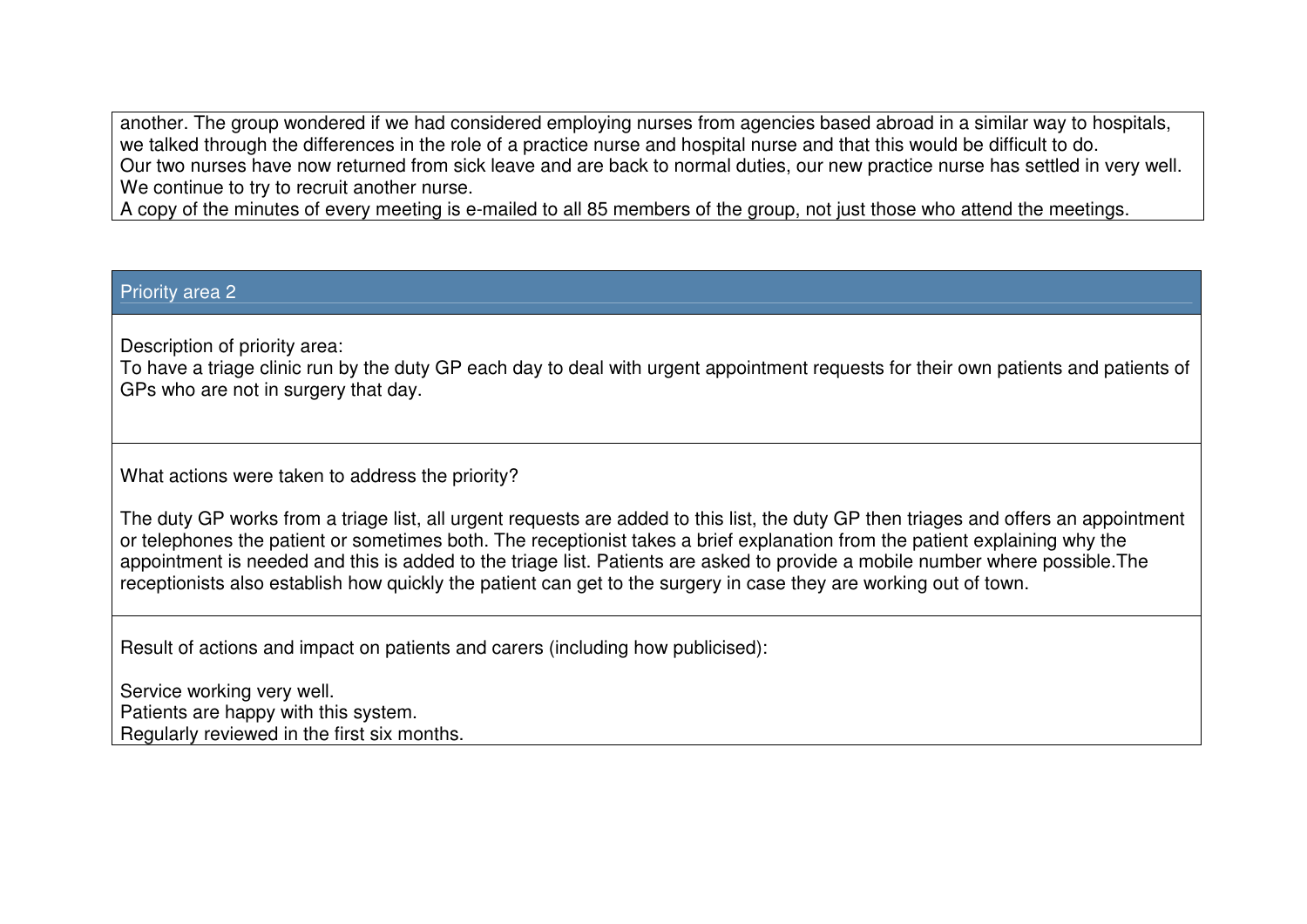another. The group wondered if we had considered employing nurses from agencies based abroad in a similar way to hospitals, we talked through the differences in the role of a practice nurse and hospital nurse and that this would be difficult to do.
Our two nurses have now returned from sick leave and are back to normal duties, our new practice nurse has settled in very well.
We continue to try to recruit another nurse.
A copy of the minutes of every meeting is e-mailed to all 85 members of the group, not just those who attend the meetings.

## Priority area 2

Description of priority area:
To have a triage clinic run by the duty GP each day to deal with urgent appointment requests for their own patients and patients of GPs who are not in surgery that day.

What actions were taken to address the priority?

The duty GP works from a triage list, all urgent requests are added to this list, the duty GP then triages and offers an appointment or telephones the patient or sometimes both. The receptionist takes a brief explanation from the patient explaining why the appointment is needed and this is added to the triage list. Patients are asked to provide a mobile number where possible.The receptionists also establish how quickly the patient can get to the surgery in case they are working out of town.

Result of actions and impact on patients and carers (including how publicised):

Service working very well.
Patients are happy with this system.
Regularly reviewed in the first six months.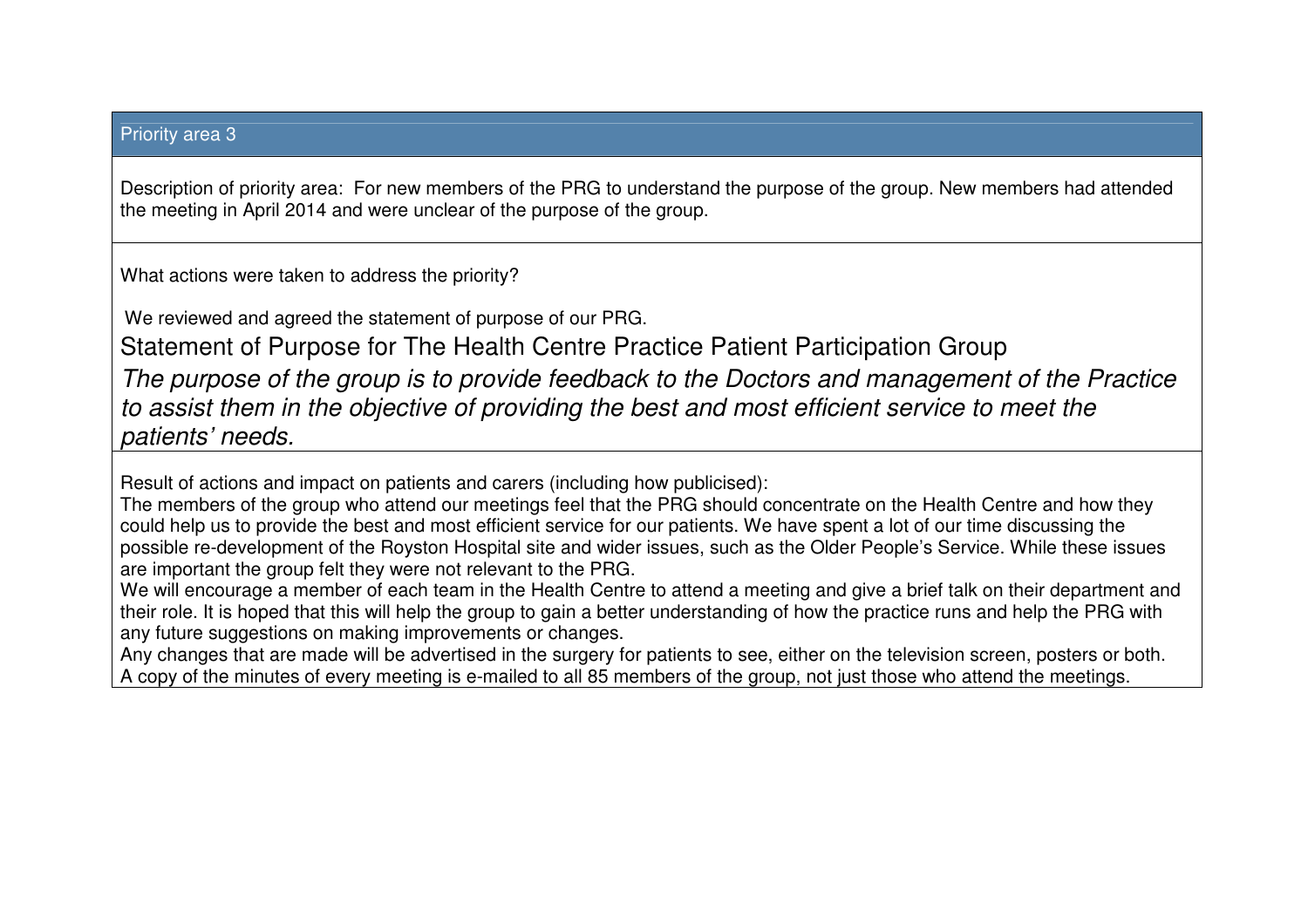## Priority area 3

Description of priority area: For new members of the PRG to understand the purpose of the group. New members had attended the meeting in April 2014 and were unclear of the purpose of the group.

What actions were taken to address the priority?

We reviewed and agreed the statement of purpose of our PRG.

### Statement of Purpose for The Health Centre Practice Patient Participation Group

*The purpose of the group is to provide feedback to the Doctors and management of the Practice to assist them in the objective of providing the best and most efficient service to meet the patients' needs.*

Result of actions and impact on patients and carers (including how publicised):

The members of the group who attend our meetings feel that the PRG should concentrate on the Health Centre and how they could help us to provide the best and most efficient service for our patients. We have spent a lot of our time discussing the possible re-development of the Royston Hospital site and wider issues, such as the Older People's Service. While these issues are important the group felt they were not relevant to the PRG.

We will encourage a member of each team in the Health Centre to attend a meeting and give a brief talk on their department and their role. It is hoped that this will help the group to gain a better understanding of how the practice runs and help the PRG with any future suggestions on making improvements or changes.

Any changes that are made will be advertised in the surgery for patients to see, either on the television screen, posters or both.

A copy of the minutes of every meeting is e-mailed to all 85 members of the group, not just those who attend the meetings.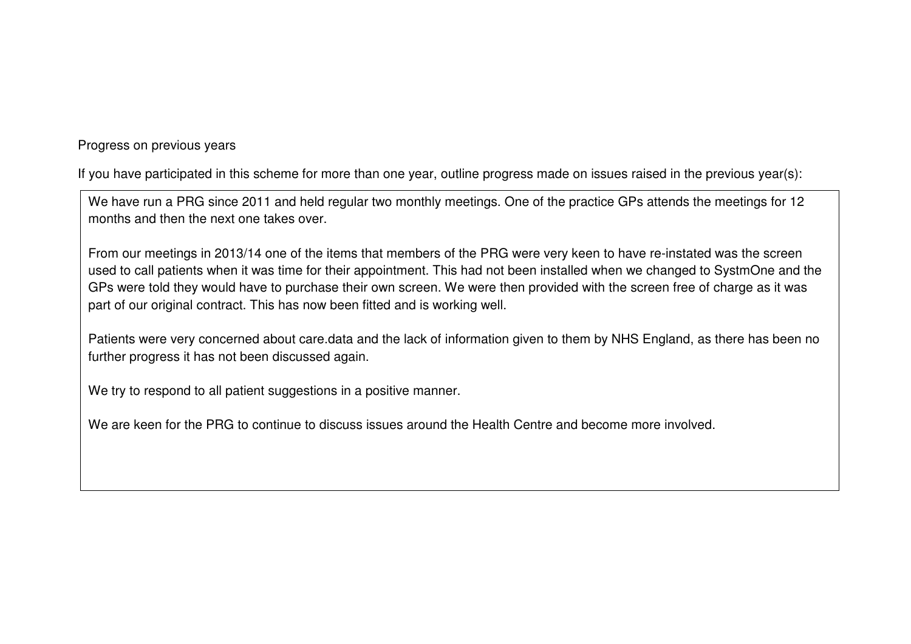Progress on previous years

If you have participated in this scheme for more than one year, outline progress made on issues raised in the previous year(s):

We have run a PRG since 2011 and held regular two monthly meetings. One of the practice GPs attends the meetings for 12 months and then the next one takes over.

From our meetings in 2013/14 one of the items that members of the PRG were very keen to have re-instated was the screen used to call patients when it was time for their appointment. This had not been installed when we changed to SystmOne and the GPs were told they would have to purchase their own screen. We were then provided with the screen free of charge as it was part of our original contract. This has now been fitted and is working well.

Patients were very concerned about care.data and the lack of information given to them by NHS England, as there has been no further progress it has not been discussed again.

We try to respond to all patient suggestions in a positive manner.

We are keen for the PRG to continue to discuss issues around the Health Centre and become more involved.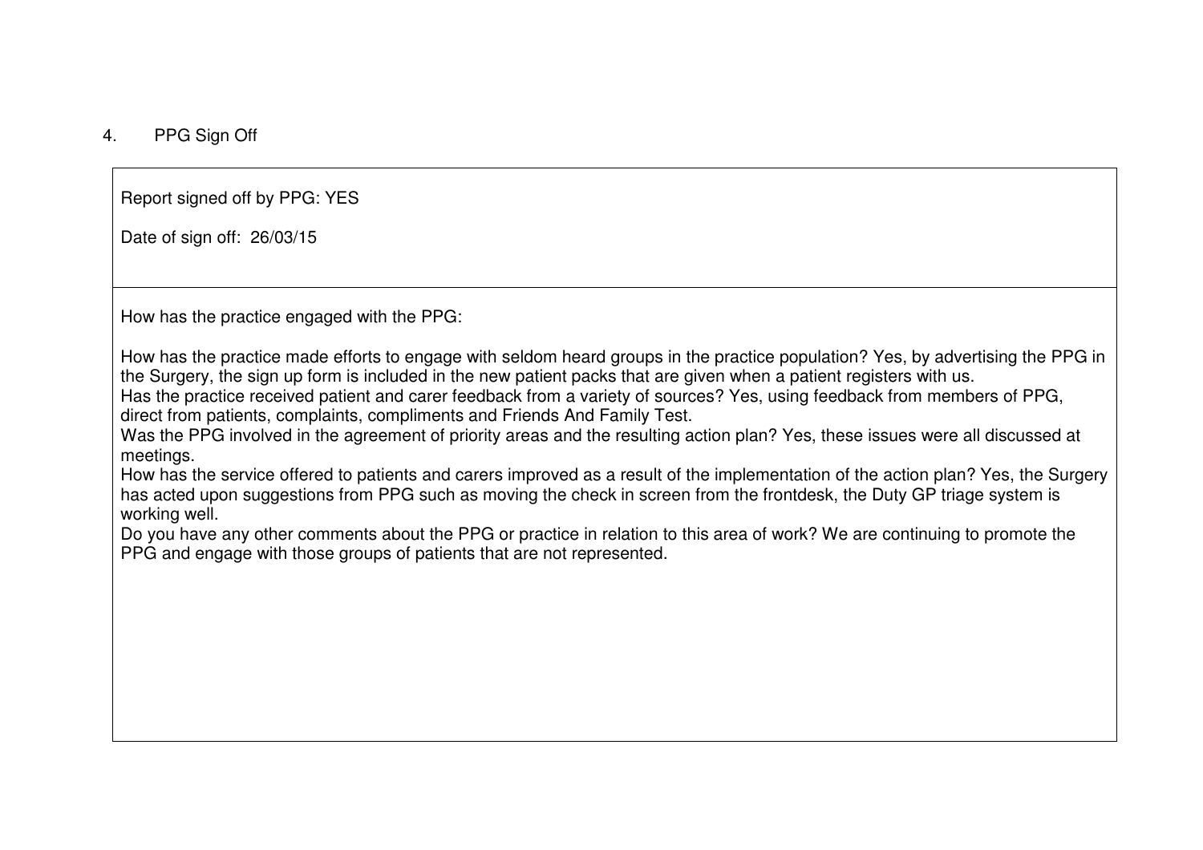4. PPG Sign Off

Report signed off by PPG: YES

Date of sign off: 26/03/15

How has the practice engaged with the PPG:

How has the practice made efforts to engage with seldom heard groups in the practice population? Yes, by advertising the PPG in the Surgery, the sign up form is included in the new patient packs that are given when a patient registers with us.
Has the practice received patient and carer feedback from a variety of sources? Yes, using feedback from members of PPG, direct from patients, complaints, compliments and Friends And Family Test.
Was the PPG involved in the agreement of priority areas and the resulting action plan? Yes, these issues were all discussed at meetings.
How has the service offered to patients and carers improved as a result of the implementation of the action plan? Yes, the Surgery has acted upon suggestions from PPG such as moving the check in screen from the frontdesk, the Duty GP triage system is working well.
Do you have any other comments about the PPG or practice in relation to this area of work? We are continuing to promote the PPG and engage with those groups of patients that are not represented.